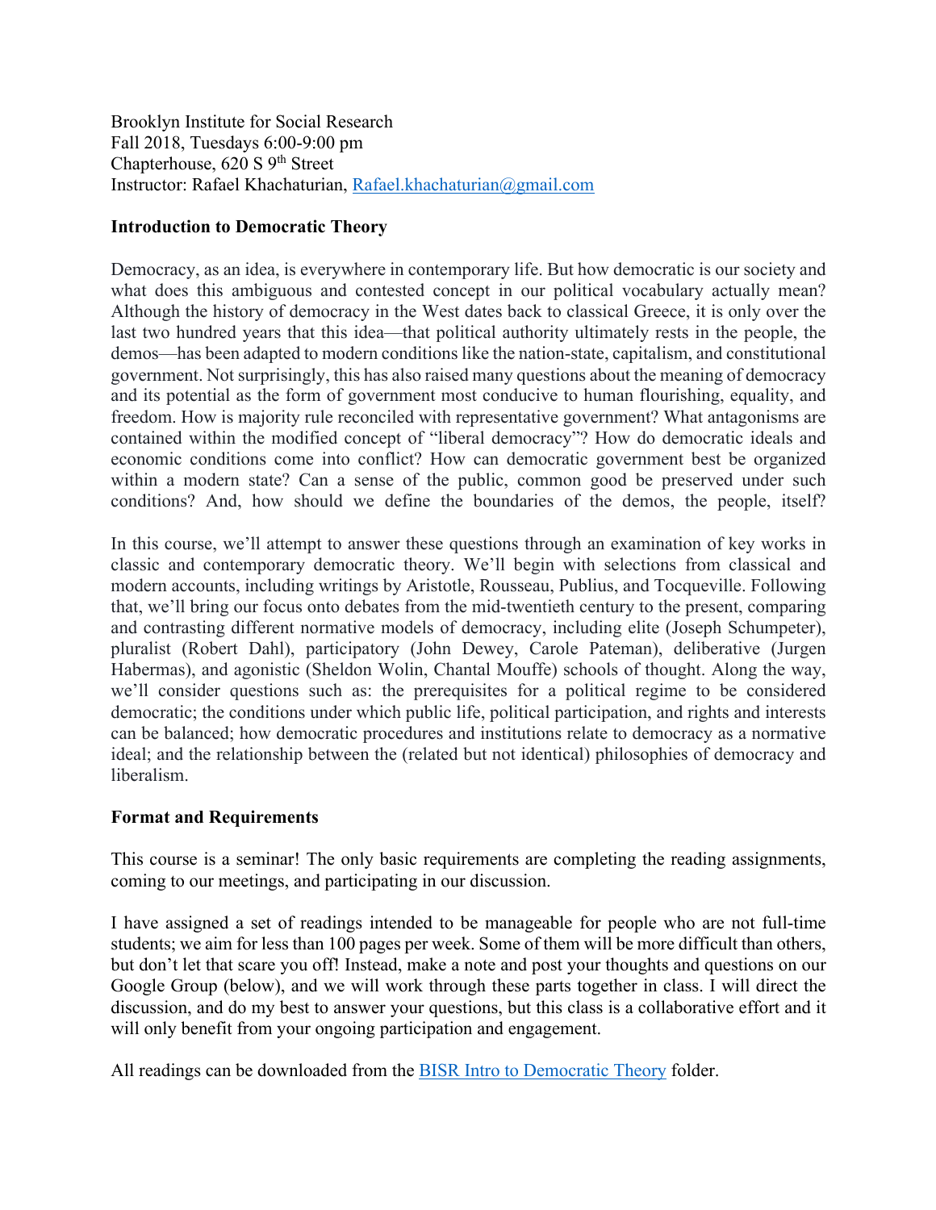Brooklyn Institute for Social Research
Fall 2018, Tuesdays 6:00-9:00 pm
Chapterhouse, 620 S 9th Street
Instructor: Rafael Khachaturian, [Rafael.khachaturian@gmail.com](mailto:Rafael.khachaturian@gmail.com)

**Introduction to Democratic Theory**

Democracy, as an idea, is everywhere in contemporary life. But how democratic is our society and what does this ambiguous and contested concept in our political vocabulary actually mean? Although the history of democracy in the West dates back to classical Greece, it is only over the last two hundred years that this idea—that political authority ultimately rests in the people, the demos—has been adapted to modern conditions like the nation-state, capitalism, and constitutional government. Not surprisingly, this has also raised many questions about the meaning of democracy and its potential as the form of government most conducive to human flourishing, equality, and freedom. How is majority rule reconciled with representative government? What antagonisms are contained within the modified concept of "liberal democracy"? How do democratic ideals and economic conditions come into conflict? How can democratic government best be organized within a modern state? Can a sense of the public, common good be preserved under such conditions? And, how should we define the boundaries of the demos, the people, itself?

In this course, we'll attempt to answer these questions through an examination of key works in classic and contemporary democratic theory. We'll begin with selections from classical and modern accounts, including writings by Aristotle, Rousseau, Publius, and Tocqueville. Following that, we'll bring our focus onto debates from the mid-twentieth century to the present, comparing and contrasting different normative models of democracy, including elite (Joseph Schumpeter), pluralist (Robert Dahl), participatory (John Dewey, Carole Pateman), deliberative (Jurgen Habermas), and agonistic (Sheldon Wolin, Chantal Mouffe) schools of thought. Along the way, we'll consider questions such as: the prerequisites for a political regime to be considered democratic; the conditions under which public life, political participation, and rights and interests can be balanced; how democratic procedures and institutions relate to democracy as a normative ideal; and the relationship between the (related but not identical) philosophies of democracy and liberalism.

**Format and Requirements**

This course is a seminar! The only basic requirements are completing the reading assignments, coming to our meetings, and participating in our discussion.

I have assigned a set of readings intended to be manageable for people who are not full-time students; we aim for less than 100 pages per week. Some of them will be more difficult than others, but don't let that scare you off! Instead, make a note and post your thoughts and questions on our Google Group (below), and we will work through these parts together in class. I will direct the discussion, and do my best to answer your questions, but this class is a collaborative effort and it will only benefit from your ongoing participation and engagement.

All readings can be downloaded from the BISR Intro to Democratic Theory folder.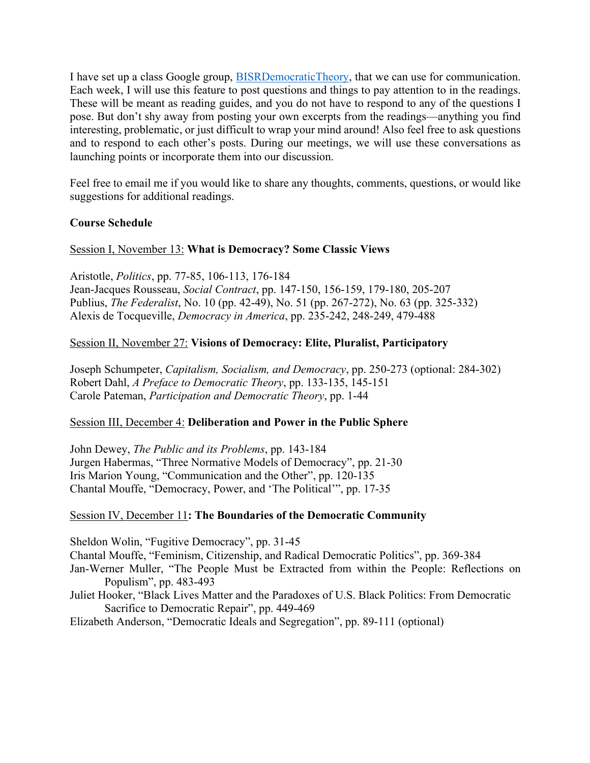I have set up a class Google group, [BISRDemocraticTheory](), that we can use for communication. Each week, I will use this feature to post questions and things to pay attention to in the readings. These will be meant as reading guides, and you do not have to respond to any of the questions I pose. But don't shy away from posting your own excerpts from the readings—anything you find interesting, problematic, or just difficult to wrap your mind around! Also feel free to ask questions and to respond to each other's posts. During our meetings, we will use these conversations as launching points or incorporate them into our discussion.

Feel free to email me if you would like to share any thoughts, comments, questions, or would like suggestions for additional readings.

**Course Schedule**

<u>Session I, November 13:</u> **What is Democracy? Some Classic Views**

Aristotle, *Politics*, pp. 77-85, 106-113, 176-184
Jean-Jacques Rousseau, *Social Contract*, pp. 147-150, 156-159, 179-180, 205-207
Publius, *The Federalist*, No. 10 (pp. 42-49), No. 51 (pp. 267-272), No. 63 (pp. 325-332)
Alexis de Tocqueville, *Democracy in America*, pp. 235-242, 248-249, 479-488

<u>Session II, November 27:</u> **Visions of Democracy: Elite, Pluralist, Participatory**

Joseph Schumpeter, *Capitalism, Socialism, and Democracy*, pp. 250-273 (optional: 284-302)
Robert Dahl, *A Preface to Democratic Theory*, pp. 133-135, 145-151
Carole Pateman, *Participation and Democratic Theory*, pp. 1-44

<u>Session III, December 4:</u> **Deliberation and Power in the Public Sphere**

John Dewey, *The Public and its Problems*, pp. 143-184
Jurgen Habermas, "Three Normative Models of Democracy", pp. 21-30
Iris Marion Young, "Communication and the Other", pp. 120-135
Chantal Mouffe, "Democracy, Power, and 'The Political'", pp. 17-35

<u>Session IV, December 11</u>**: The Boundaries of the Democratic Community**

Sheldon Wolin, "Fugitive Democracy", pp. 31-45
Chantal Mouffe, "Feminism, Citizenship, and Radical Democratic Politics", pp. 369-384
Jan-Werner Muller, "The People Must be Extracted from within the People: Reflections on Populism", pp. 483-493
Juliet Hooker, "Black Lives Matter and the Paradoxes of U.S. Black Politics: From Democratic Sacrifice to Democratic Repair", pp. 449-469
Elizabeth Anderson, "Democratic Ideals and Segregation", pp. 89-111 (optional)